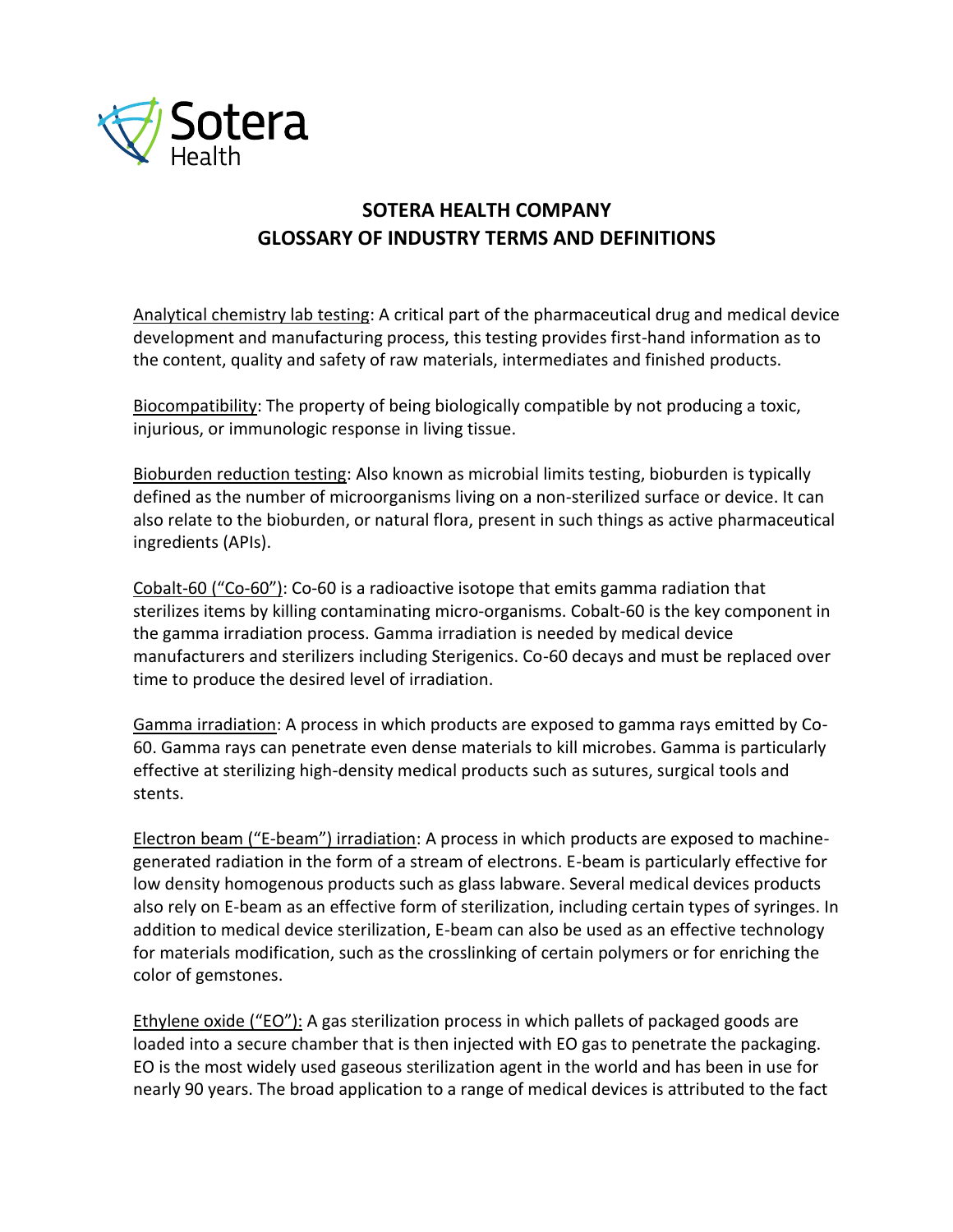Sotera Health

# SOTERA HEALTH COMPANY
# GLOSSARY OF INDUSTRY TERMS AND DEFINITIONS

Analytical chemistry lab testing: A critical part of the pharmaceutical drug and medical device development and manufacturing process, this testing provides first-hand information as to the content, quality and safety of raw materials, intermediates and finished products.

Biocompatibility: The property of being biologically compatible by not producing a toxic, injurious, or immunologic response in living tissue.

Bioburden reduction testing: Also known as microbial limits testing, bioburden is typically defined as the number of microorganisms living on a non-sterilized surface or device. It can also relate to the bioburden, or natural flora, present in such things as active pharmaceutical ingredients (APIs).

Cobalt-60 ("Co-60"): Co-60 is a radioactive isotope that emits gamma radiation that sterilizes items by killing contaminating micro-organisms. Cobalt-60 is the key component in the gamma irradiation process. Gamma irradiation is needed by medical device manufacturers and sterilizers including Sterigenics. Co-60 decays and must be replaced over time to produce the desired level of irradiation.

Gamma irradiation: A process in which products are exposed to gamma rays emitted by Co-60. Gamma rays can penetrate even dense materials to kill microbes. Gamma is particularly effective at sterilizing high-density medical products such as sutures, surgical tools and stents.

Electron beam ("E-beam") irradiation: A process in which products are exposed to machine-generated radiation in the form of a stream of electrons. E-beam is particularly effective for low density homogenous products such as glass labware. Several medical devices products also rely on E-beam as an effective form of sterilization, including certain types of syringes. In addition to medical device sterilization, E-beam can also be used as an effective technology for materials modification, such as the crosslinking of certain polymers or for enriching the color of gemstones.

Ethylene oxide ("EO"): A gas sterilization process in which pallets of packaged goods are loaded into a secure chamber that is then injected with EO gas to penetrate the packaging. EO is the most widely used gaseous sterilization agent in the world and has been in use for nearly 90 years. The broad application to a range of medical devices is attributed to the fact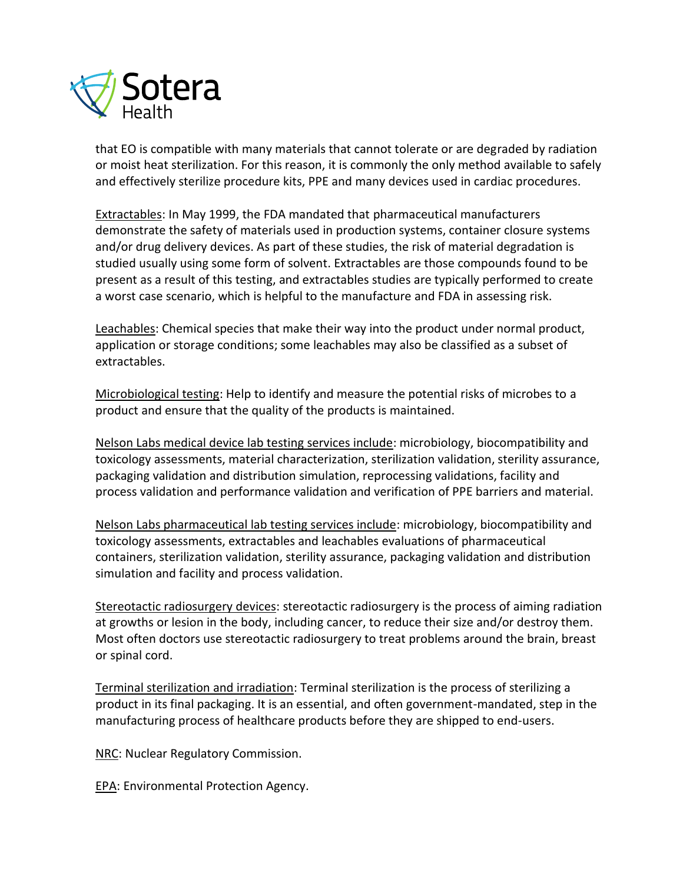that EO is compatible with many materials that cannot tolerate or are degraded by radiation or moist heat sterilization. For this reason, it is commonly the only method available to safely and effectively sterilize procedure kits, PPE and many devices used in cardiac procedures.

<u>Extractables</u>: In May 1999, the FDA mandated that pharmaceutical manufacturers demonstrate the safety of materials used in production systems, container closure systems and/or drug delivery devices. As part of these studies, the risk of material degradation is studied usually using some form of solvent. Extractables are those compounds found to be present as a result of this testing, and extractables studies are typically performed to create a worst case scenario, which is helpful to the manufacture and FDA in assessing risk.

<u>Leachables</u>: Chemical species that make their way into the product under normal product, application or storage conditions; some leachables may also be classified as a subset of extractables.

<u>Microbiological testing</u>: Help to identify and measure the potential risks of microbes to a product and ensure that the quality of the products is maintained.

<u>Nelson Labs medical device lab testing services include</u>: microbiology, biocompatibility and toxicology assessments, material characterization, sterilization validation, sterility assurance, packaging validation and distribution simulation, reprocessing validations, facility and process validation and performance validation and verification of PPE barriers and material.

<u>Nelson Labs pharmaceutical lab testing services include</u>: microbiology, biocompatibility and toxicology assessments, extractables and leachables evaluations of pharmaceutical containers, sterilization validation, sterility assurance, packaging validation and distribution simulation and facility and process validation.

<u>Stereotactic radiosurgery devices</u>: stereotactic radiosurgery is the process of aiming radiation at growths or lesion in the body, including cancer, to reduce their size and/or destroy them. Most often doctors use stereotactic radiosurgery to treat problems around the brain, breast or spinal cord.

<u>Terminal sterilization and irradiation</u>: Terminal sterilization is the process of sterilizing a product in its final packaging. It is an essential, and often government-mandated, step in the manufacturing process of healthcare products before they are shipped to end-users.

<u>NRC</u>: Nuclear Regulatory Commission.

<u>EPA</u>: Environmental Protection Agency.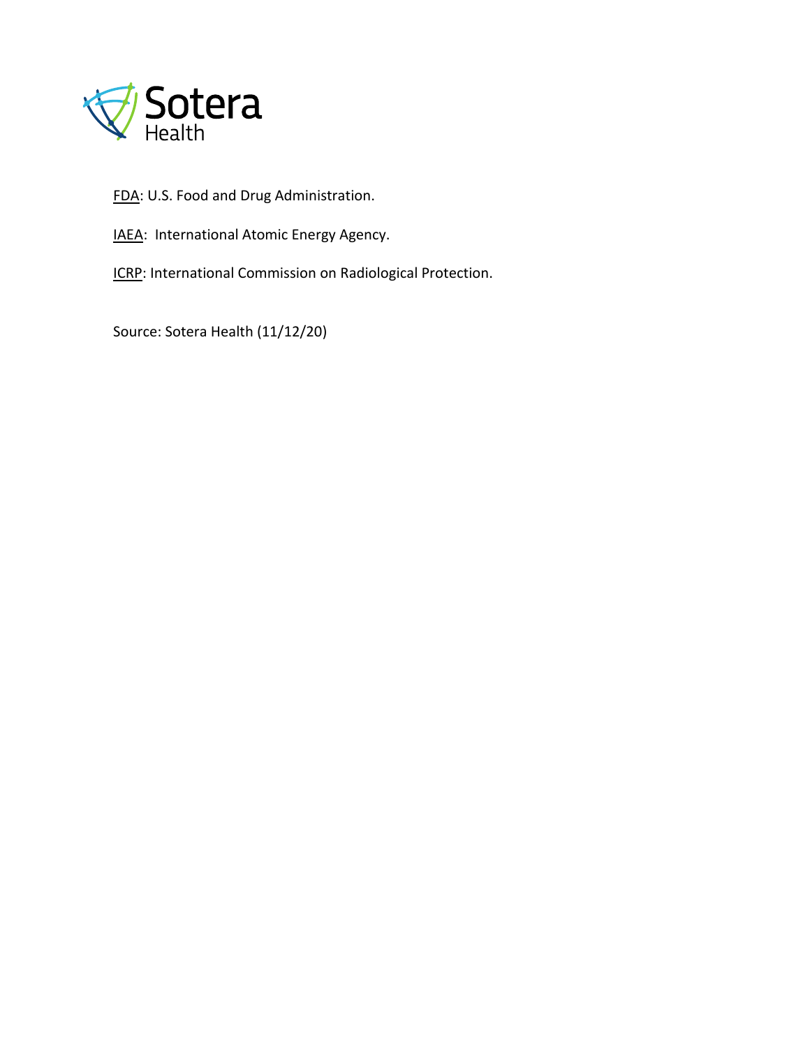Sotera Health

FDA: U.S. Food and Drug Administration.

IAEA: International Atomic Energy Agency.

ICRP: International Commission on Radiological Protection.

Source: Sotera Health (11/12/20)